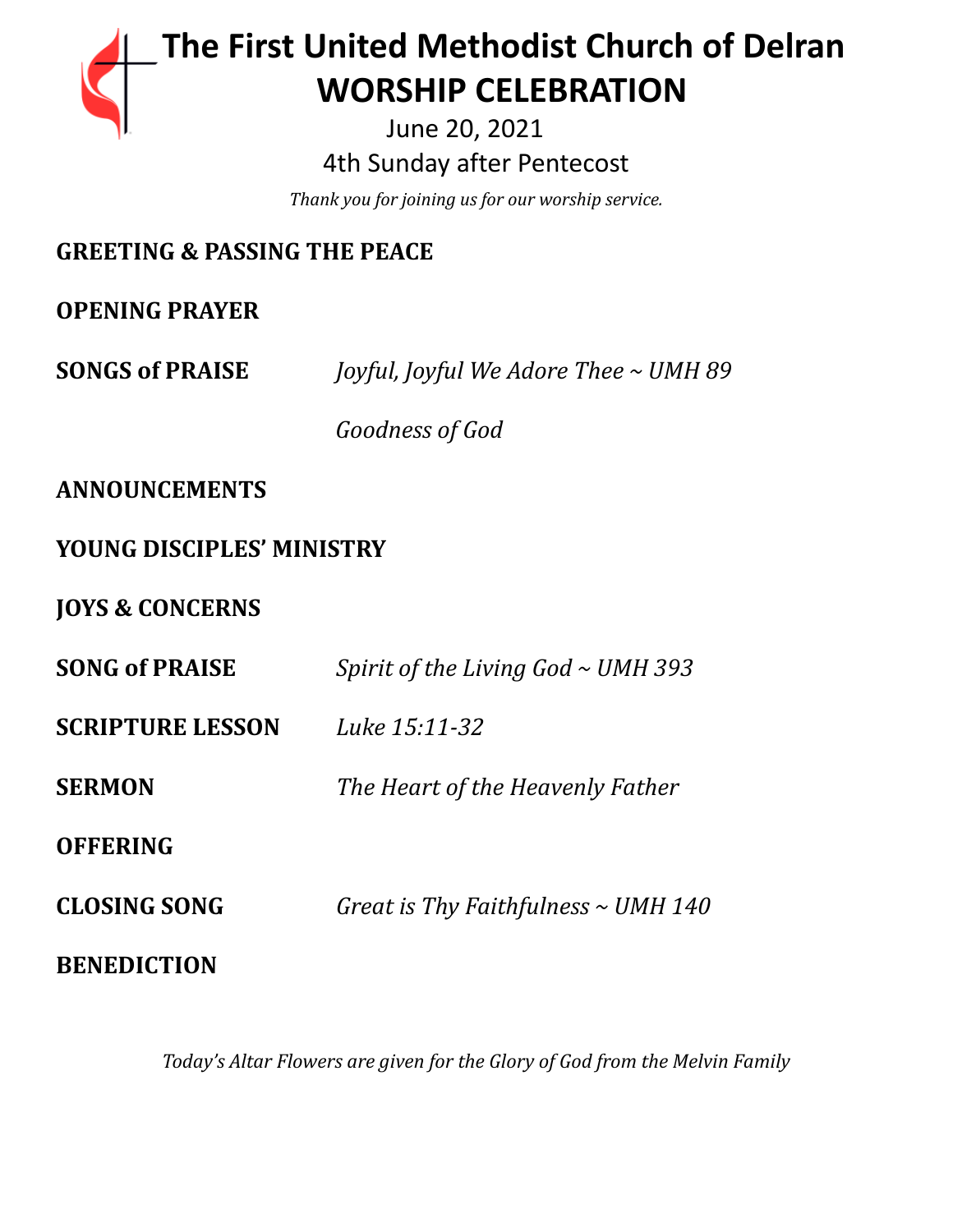# The First United Methodist Church of Delran
# WORSHIP CELEBRATION

June 20, 2021

4th Sunday after Pentecost

*Thank you for joining us for our worship service.*

**GREETING & PASSING THE PEACE**

**OPENING PRAYER**

**SONGS of PRAISE** *Joyful, Joyful We Adore Thee ~ UMH 89*

*Goodness of God*

**ANNOUNCEMENTS**

**YOUNG DISCIPLES' MINISTRY**

**JOYS & CONCERNS**

**SONG of PRAISE** *Spirit of the Living God ~ UMH 393*

**SCRIPTURE LESSON** *Luke 15:11-32*

**SERMON** *The Heart of the Heavenly Father*

**OFFERING**

**CLOSING SONG** *Great is Thy Faithfulness ~ UMH 140*

**BENEDICTION**

*Today's Altar Flowers are given for the Glory of God from the Melvin Family*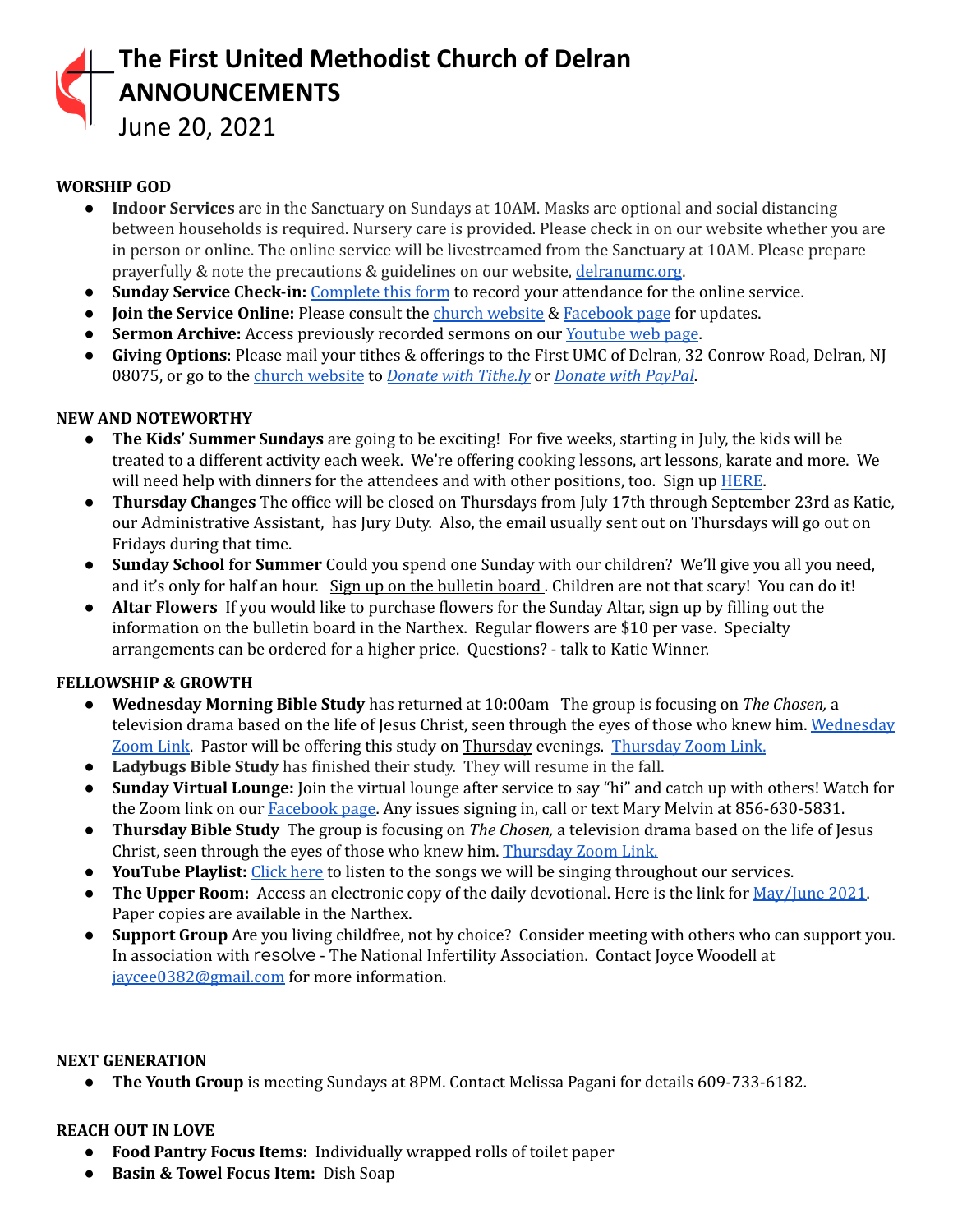# The First United Methodist Church of Delran
# ANNOUNCEMENTS
June 20, 2021

**WORSHIP GOD**

- **Indoor Services** are in the Sanctuary on Sundays at 10AM. Masks are optional and social distancing between households is required. Nursery care is provided. Please check in on our website whether you are in person or online. The online service will be livestreamed from the Sanctuary at 10AM. Please prepare prayerfully & note the precautions & guidelines on our website, delranumc.org.
- **Sunday Service Check-in:** Complete this form to record your attendance for the online service.
- **Join the Service Online:** Please consult the church website & Facebook page for updates.
- **Sermon Archive:** Access previously recorded sermons on our Youtube web page.
- **Giving Options**: Please mail your tithes & offerings to the First UMC of Delran, 32 Conrow Road, Delran, NJ 08075, or go to the church website to *Donate with Tithe.ly* or *Donate with PayPal*.

**NEW AND NOTEWORTHY**

- **The Kids' Summer Sundays** are going to be exciting! For five weeks, starting in July, the kids will be treated to a different activity each week. We're offering cooking lessons, art lessons, karate and more. We will need help with dinners for the attendees and with other positions, too. Sign up HERE.
- **Thursday Changes** The office will be closed on Thursdays from July 17th through September 23rd as Katie, our Administrative Assistant, has Jury Duty. Also, the email usually sent out on Thursdays will go out on Fridays during that time.
- **Sunday School for Summer** Could you spend one Sunday with our children? We'll give you all you need, and it's only for half an hour. Sign up on the bulletin board . Children are not that scary! You can do it!
- **Altar Flowers** If you would like to purchase flowers for the Sunday Altar, sign up by filling out the information on the bulletin board in the Narthex. Regular flowers are $10 per vase. Specialty arrangements can be ordered for a higher price. Questions? - talk to Katie Winner.

**FELLOWSHIP & GROWTH**

- **Wednesday Morning Bible Study** has returned at 10:00am The group is focusing on *The Chosen,* a television drama based on the life of Jesus Christ, seen through the eyes of those who knew him. Wednesday Zoom Link. Pastor will be offering this study on Thursday evenings. Thursday Zoom Link.
- **Ladybugs Bible Study** has finished their study. They will resume in the fall.
- **Sunday Virtual Lounge:** Join the virtual lounge after service to say "hi" and catch up with others! Watch for the Zoom link on our Facebook page. Any issues signing in, call or text Mary Melvin at 856-630-5831.
- **Thursday Bible Study** The group is focusing on *The Chosen,* a television drama based on the life of Jesus Christ, seen through the eyes of those who knew him. Thursday Zoom Link.
- **YouTube Playlist:** Click here to listen to the songs we will be singing throughout our services.
- **The Upper Room:** Access an electronic copy of the daily devotional. Here is the link for May/June 2021. Paper copies are available in the Narthex.
- **Support Group** Are you living childfree, not by choice? Consider meeting with others who can support you. In association with resolve - The National Infertility Association. Contact Joyce Woodell at jaycee0382@gmail.com for more information.

**NEXT GENERATION**

- **The Youth Group** is meeting Sundays at 8PM. Contact Melissa Pagani for details 609-733-6182.

**REACH OUT IN LOVE**

- **Food Pantry Focus Items:** Individually wrapped rolls of toilet paper
- **Basin & Towel Focus Item:** Dish Soap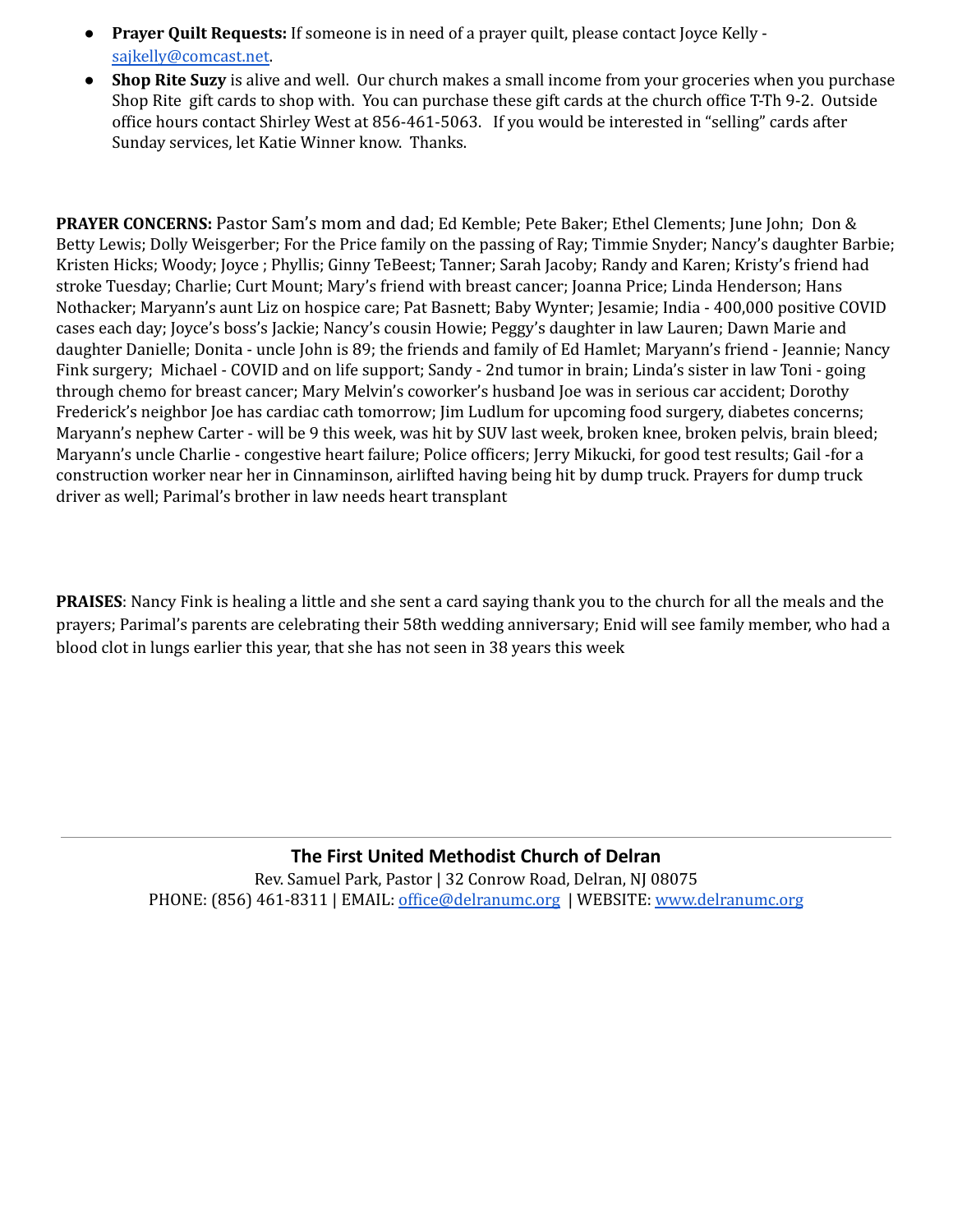- **Prayer Quilt Requests:** If someone is in need of a prayer quilt, please contact Joyce Kelly - sajkelly@comcast.net.
- **Shop Rite Suzy** is alive and well. Our church makes a small income from your groceries when you purchase Shop Rite gift cards to shop with. You can purchase these gift cards at the church office T-Th 9-2. Outside office hours contact Shirley West at 856-461-5063. If you would be interested in "selling" cards after Sunday services, let Katie Winner know. Thanks.

**PRAYER CONCERNS:** Pastor Sam's mom and dad; Ed Kemble; Pete Baker; Ethel Clements; June John; Don & Betty Lewis; Dolly Weisgerber; For the Price family on the passing of Ray; Timmie Snyder; Nancy's daughter Barbie; Kristen Hicks; Woody; Joyce ; Phyllis; Ginny TeBeest; Tanner; Sarah Jacoby; Randy and Karen; Kristy's friend had stroke Tuesday; Charlie; Curt Mount; Mary's friend with breast cancer; Joanna Price; Linda Henderson; Hans Nothacker; Maryann's aunt Liz on hospice care; Pat Basnett; Baby Wynter; Jesamie; India - 400,000 positive COVID cases each day; Joyce's boss's Jackie; Nancy's cousin Howie; Peggy's daughter in law Lauren; Dawn Marie and daughter Danielle; Donita - uncle John is 89; the friends and family of Ed Hamlet; Maryann's friend - Jeannie; Nancy Fink surgery; Michael - COVID and on life support; Sandy - 2nd tumor in brain; Linda's sister in law Toni - going through chemo for breast cancer; Mary Melvin's coworker's husband Joe was in serious car accident; Dorothy Frederick's neighbor Joe has cardiac cath tomorrow; Jim Ludlum for upcoming food surgery, diabetes concerns; Maryann's nephew Carter - will be 9 this week, was hit by SUV last week, broken knee, broken pelvis, brain bleed; Maryann's uncle Charlie - congestive heart failure; Police officers; Jerry Mikucki, for good test results; Gail -for a construction worker near her in Cinnaminson, airlifted having being hit by dump truck. Prayers for dump truck driver as well; Parimal's brother in law needs heart transplant

**PRAISES**: Nancy Fink is healing a little and she sent a card saying thank you to the church for all the meals and the prayers; Parimal's parents are celebrating their 58th wedding anniversary; Enid will see family member, who had a blood clot in lungs earlier this year, that she has not seen in 38 years this week

---

**The First United Methodist Church of Delran**

Rev. Samuel Park, Pastor | 32 Conrow Road, Delran, NJ 08075
PHONE: (856) 461-8311 | EMAIL: office@delranumc.org | WEBSITE: www.delranumc.org